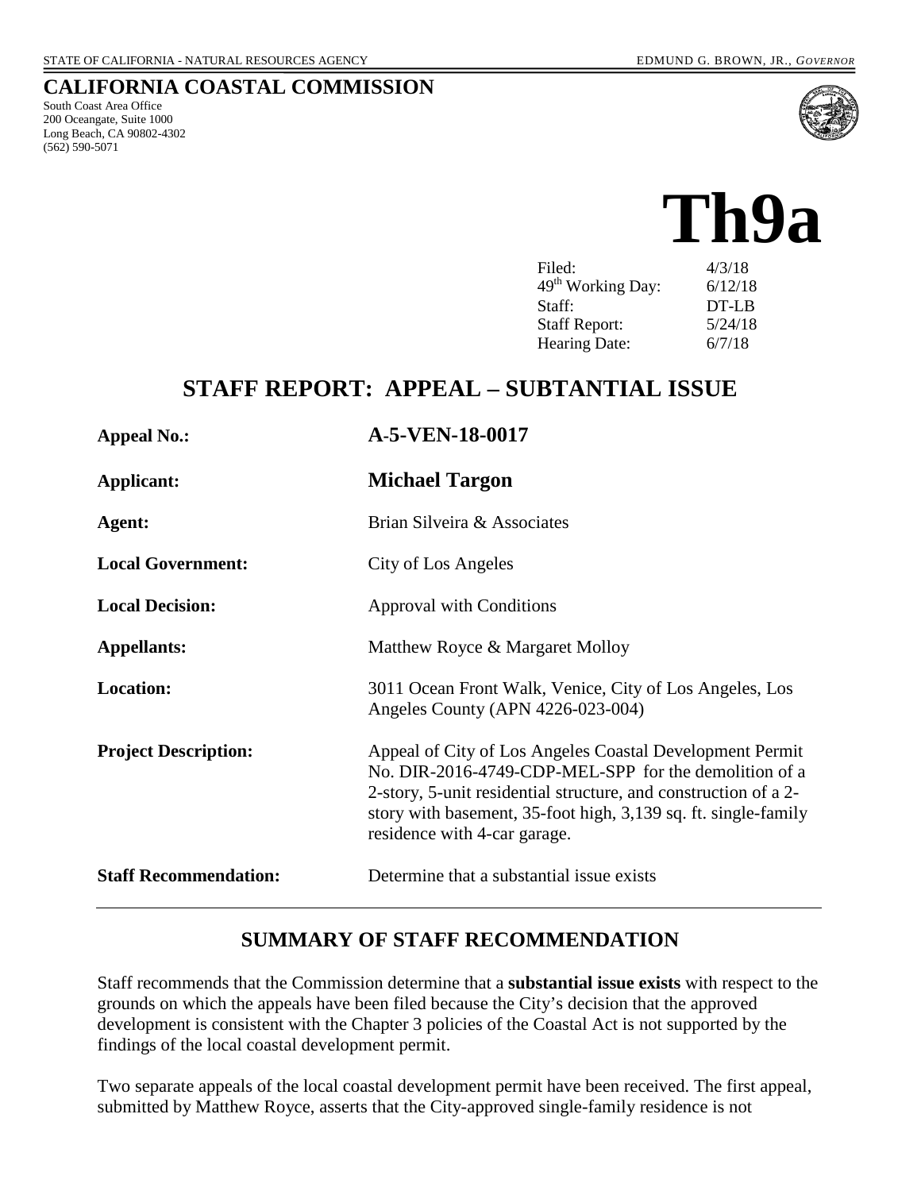STATE OF CALIFORNIA - NATURAL RESOURCES AGENCY EDMUND G. BROWN, JR., *GOVERNOR*

**CALIFORNIA COASTAL COMMISSION**

South Coast Area Office
200 Oceangate, Suite 1000
Long Beach, CA 90802-4302
(562) 590-5071

# Th9a

| | |
|---|---|
| Filed: | 4/3/18 |
| 49th Working Day: | 6/12/18 |
| Staff: | DT-LB |
| Staff Report: | 5/24/18 |
| Hearing Date: | 6/7/18 |

## STAFF REPORT: APPEAL – SUBTANTIAL ISSUE

| | |
|---|---|
| **Appeal No.:** | **A-5-VEN-18-0017** |
| **Applicant:** | **Michael Targon** |
| **Agent:** | Brian Silveira & Associates |
| **Local Government:** | City of Los Angeles |
| **Local Decision:** | Approval with Conditions |
| **Appellants:** | Matthew Royce & Margaret Molloy |
| **Location:** | 3011 Ocean Front Walk, Venice, City of Los Angeles, Los Angeles County (APN 4226-023-004) |
| **Project Description:** | Appeal of City of Los Angeles Coastal Development Permit No. DIR-2016-4749-CDP-MEL-SPP for the demolition of a 2-story, 5-unit residential structure, and construction of a 2-story with basement, 35-foot high, 3,139 sq. ft. single-family residence with 4-car garage. |
| **Staff Recommendation:** | Determine that a substantial issue exists |

## SUMMARY OF STAFF RECOMMENDATION

Staff recommends that the Commission determine that a **substantial issue exists** with respect to the grounds on which the appeals have been filed because the City's decision that the approved development is consistent with the Chapter 3 policies of the Coastal Act is not supported by the findings of the local coastal development permit.

Two separate appeals of the local coastal development permit have been received. The first appeal, submitted by Matthew Royce, asserts that the City-approved single-family residence is not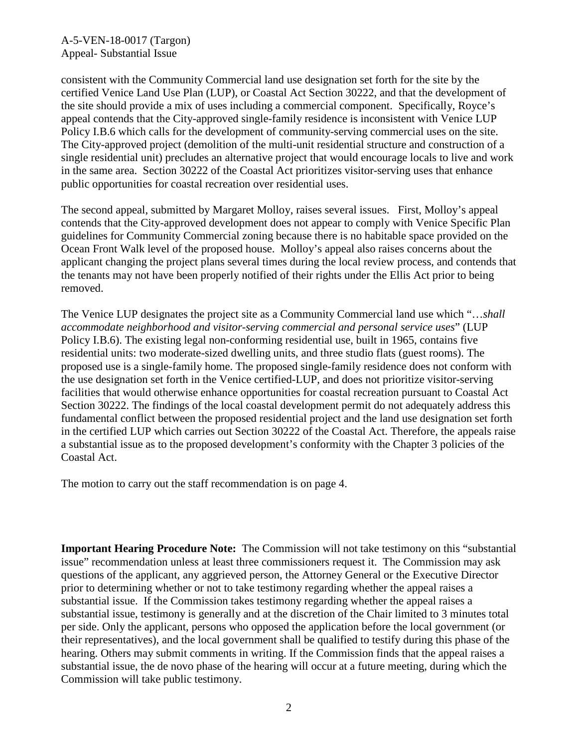consistent with the Community Commercial land use designation set forth for the site by the certified Venice Land Use Plan (LUP), or Coastal Act Section 30222, and that the development of the site should provide a mix of uses including a commercial component. Specifically, Royce's appeal contends that the City-approved single-family residence is inconsistent with Venice LUP Policy I.B.6 which calls for the development of community-serving commercial uses on the site. The City-approved project (demolition of the multi-unit residential structure and construction of a single residential unit) precludes an alternative project that would encourage locals to live and work in the same area. Section 30222 of the Coastal Act prioritizes visitor-serving uses that enhance public opportunities for coastal recreation over residential uses.

The second appeal, submitted by Margaret Molloy, raises several issues. First, Molloy's appeal contends that the City-approved development does not appear to comply with Venice Specific Plan guidelines for Community Commercial zoning because there is no habitable space provided on the Ocean Front Walk level of the proposed house. Molloy's appeal also raises concerns about the applicant changing the project plans several times during the local review process, and contends that the tenants may not have been properly notified of their rights under the Ellis Act prior to being removed.

The Venice LUP designates the project site as a Community Commercial land use which "…*shall accommodate neighborhood and visitor-serving commercial and personal service uses*" (LUP Policy I.B.6). The existing legal non-conforming residential use, built in 1965, contains five residential units: two moderate-sized dwelling units, and three studio flats (guest rooms). The proposed use is a single-family home. The proposed single-family residence does not conform with the use designation set forth in the Venice certified-LUP, and does not prioritize visitor-serving facilities that would otherwise enhance opportunities for coastal recreation pursuant to Coastal Act Section 30222. The findings of the local coastal development permit do not adequately address this fundamental conflict between the proposed residential project and the land use designation set forth in the certified LUP which carries out Section 30222 of the Coastal Act. Therefore, the appeals raise a substantial issue as to the proposed development's conformity with the Chapter 3 policies of the Coastal Act.

The motion to carry out the staff recommendation is on page 4.

**Important Hearing Procedure Note:** The Commission will not take testimony on this "substantial issue" recommendation unless at least three commissioners request it. The Commission may ask questions of the applicant, any aggrieved person, the Attorney General or the Executive Director prior to determining whether or not to take testimony regarding whether the appeal raises a substantial issue. If the Commission takes testimony regarding whether the appeal raises a substantial issue, testimony is generally and at the discretion of the Chair limited to 3 minutes total per side. Only the applicant, persons who opposed the application before the local government (or their representatives), and the local government shall be qualified to testify during this phase of the hearing. Others may submit comments in writing. If the Commission finds that the appeal raises a substantial issue, the de novo phase of the hearing will occur at a future meeting, during which the Commission will take public testimony.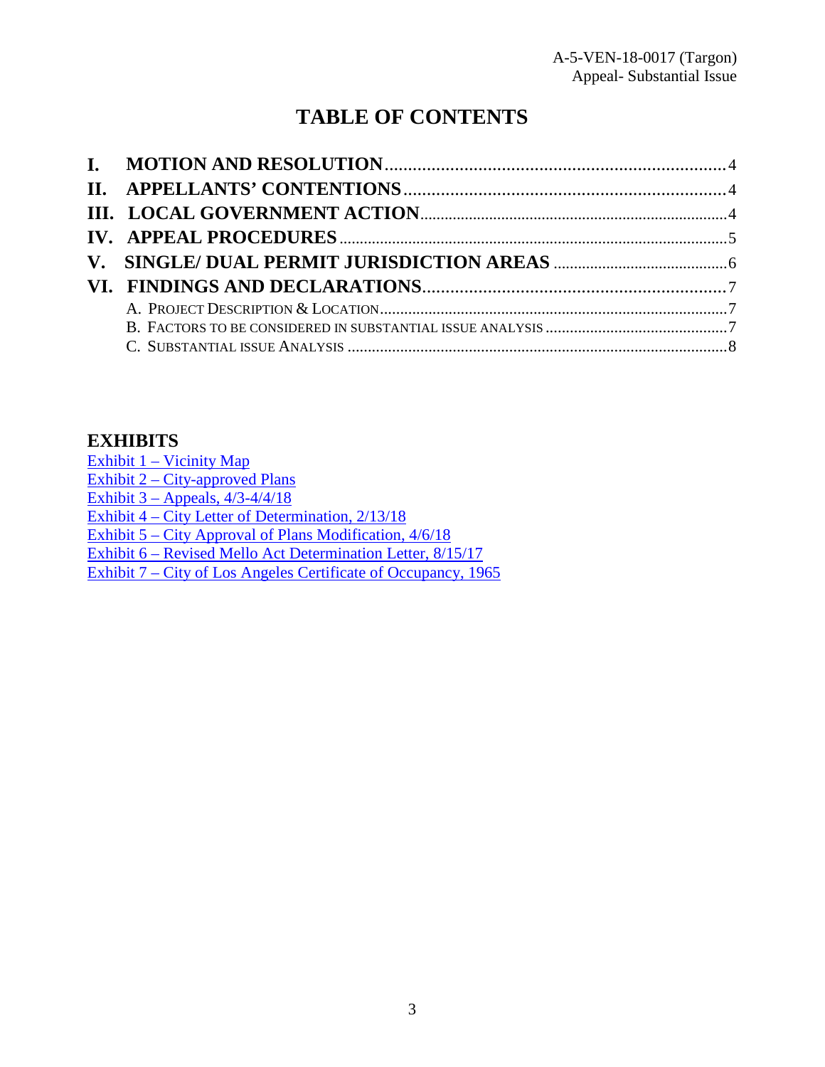# TABLE OF CONTENTS

**I. MOTION AND RESOLUTION** ........................................................................ 4
**II. APPELLANTS' CONTENTIONS** ................................................................... 4
**III. LOCAL GOVERNMENT ACTION** ................................................................... 4
**IV. APPEAL PROCEDURES** ................................................................................ 5
**V. SINGLE/ DUAL PERMIT JURISDICTION AREAS** ........................................... 6
**VI. FINDINGS AND DECLARATIONS** ............................................................... 7

- A. PROJECT DESCRIPTION & LOCATION ..................................................................................... 7
- B. FACTORS TO BE CONSIDERED IN SUBSTANTIAL ISSUE ANALYSIS ............................................ 7
- C. SUBSTANTIAL ISSUE ANALYSIS ............................................................................................... 8

## EXHIBITS

Exhibit 1 – Vicinity Map
Exhibit 2 – City-approved Plans
Exhibit 3 – Appeals, 4/3-4/4/18
Exhibit 4 – City Letter of Determination, 2/13/18
Exhibit 5 – City Approval of Plans Modification, 4/6/18
Exhibit 6 – Revised Mello Act Determination Letter, 8/15/17
Exhibit 7 – City of Los Angeles Certificate of Occupancy, 1965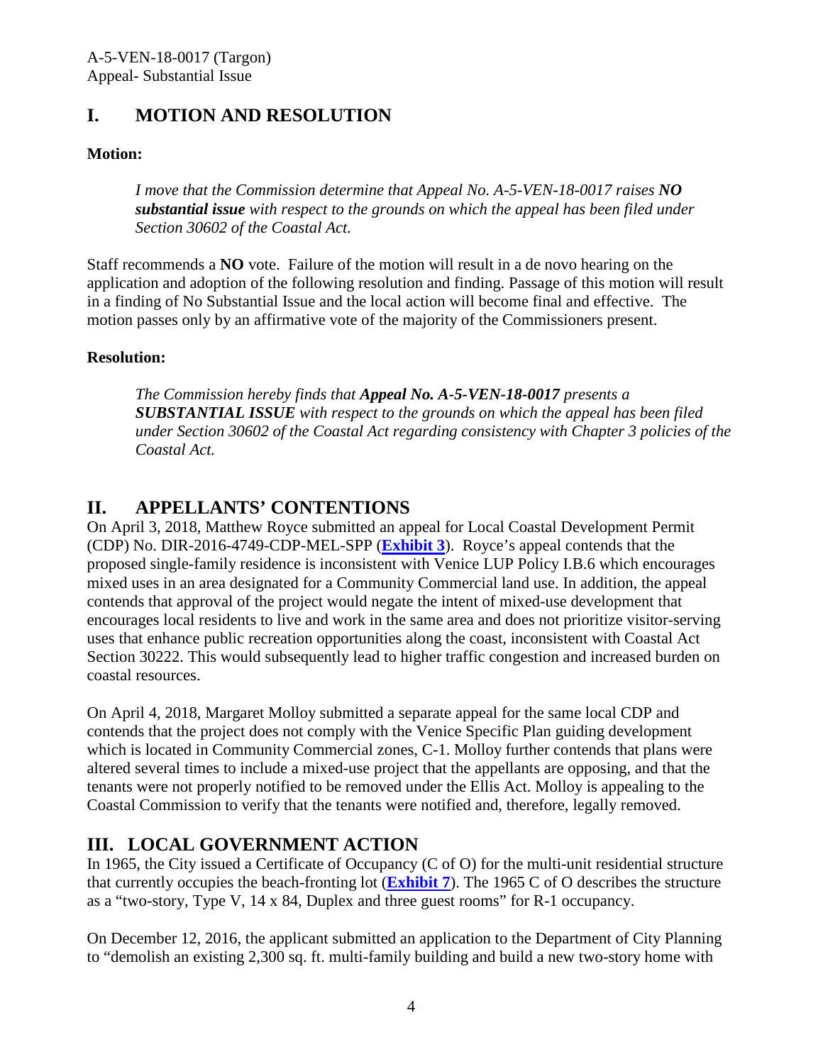## I. MOTION AND RESOLUTION

**Motion:**

> *I move that the Commission determine that Appeal No. A-5-VEN-18-0017 raises **NO substantial issue** with respect to the grounds on which the appeal has been filed under Section 30602 of the Coastal Act.*

Staff recommends a **NO** vote. Failure of the motion will result in a de novo hearing on the application and adoption of the following resolution and finding. Passage of this motion will result in a finding of No Substantial Issue and the local action will become final and effective. The motion passes only by an affirmative vote of the majority of the Commissioners present.

**Resolution:**

> *The Commission hereby finds that **Appeal No. A-5-VEN-18-0017** presents a **SUBSTANTIAL ISSUE** with respect to the grounds on which the appeal has been filed under Section 30602 of the Coastal Act regarding consistency with Chapter 3 policies of the Coastal Act.*

## II. APPELLANTS' CONTENTIONS

On April 3, 2018, Matthew Royce submitted an appeal for Local Coastal Development Permit (CDP) No. DIR-2016-4749-CDP-MEL-SPP (**Exhibit 3**). Royce's appeal contends that the proposed single-family residence is inconsistent with Venice LUP Policy I.B.6 which encourages mixed uses in an area designated for a Community Commercial land use. In addition, the appeal contends that approval of the project would negate the intent of mixed-use development that encourages local residents to live and work in the same area and does not prioritize visitor-serving uses that enhance public recreation opportunities along the coast, inconsistent with Coastal Act Section 30222. This would subsequently lead to higher traffic congestion and increased burden on coastal resources.

On April 4, 2018, Margaret Molloy submitted a separate appeal for the same local CDP and contends that the project does not comply with the Venice Specific Plan guiding development which is located in Community Commercial zones, C-1. Molloy further contends that plans were altered several times to include a mixed-use project that the appellants are opposing, and that the tenants were not properly notified to be removed under the Ellis Act. Molloy is appealing to the Coastal Commission to verify that the tenants were notified and, therefore, legally removed.

## III. LOCAL GOVERNMENT ACTION

In 1965, the City issued a Certificate of Occupancy (C of O) for the multi-unit residential structure that currently occupies the beach-fronting lot (**Exhibit 7**). The 1965 C of O describes the structure as a "two-story, Type V, 14 x 84, Duplex and three guest rooms" for R-1 occupancy.

On December 12, 2016, the applicant submitted an application to the Department of City Planning to "demolish an existing 2,300 sq. ft. multi-family building and build a new two-story home with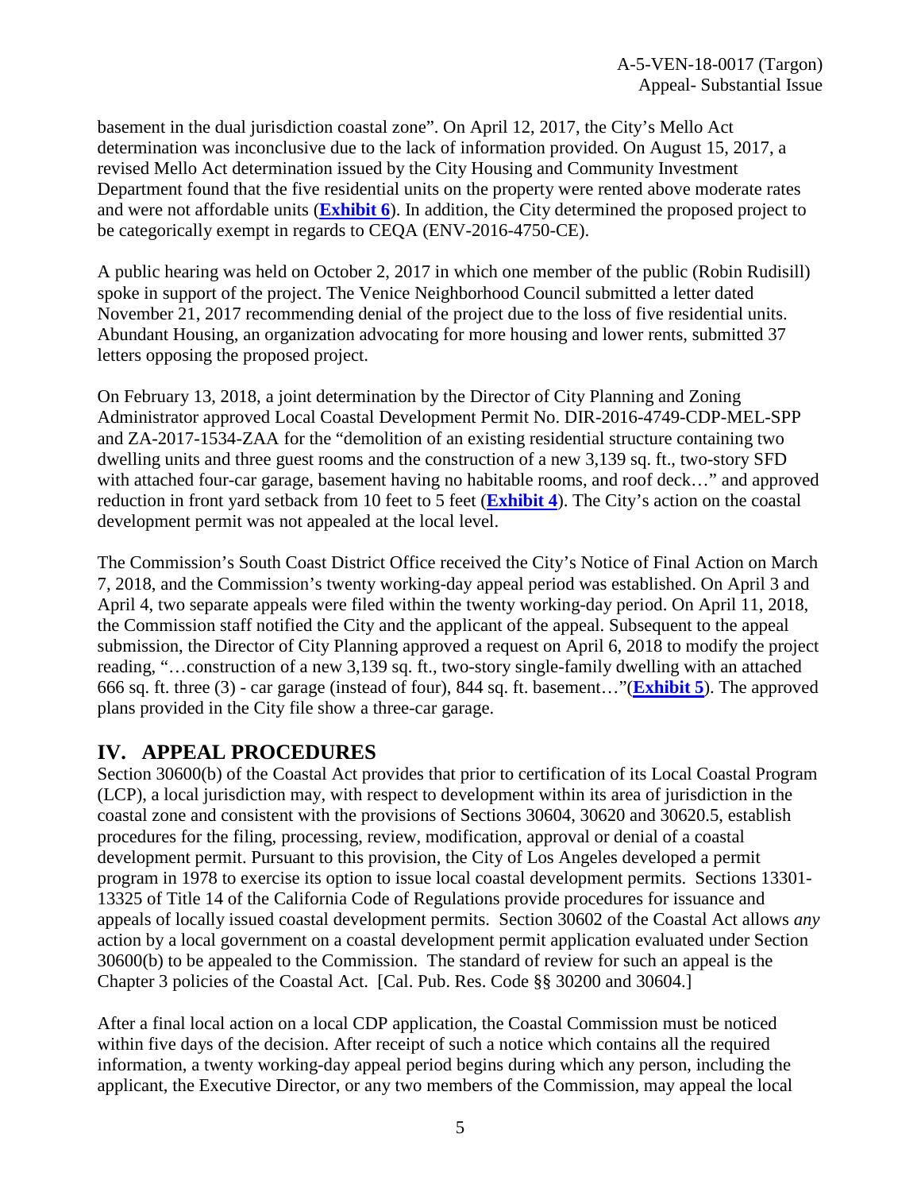basement in the dual jurisdiction coastal zone". On April 12, 2017, the City's Mello Act determination was inconclusive due to the lack of information provided. On August 15, 2017, a revised Mello Act determination issued by the City Housing and Community Investment Department found that the five residential units on the property were rented above moderate rates and were not affordable units (**Exhibit 6**). In addition, the City determined the proposed project to be categorically exempt in regards to CEQA (ENV-2016-4750-CE).

A public hearing was held on October 2, 2017 in which one member of the public (Robin Rudisill) spoke in support of the project. The Venice Neighborhood Council submitted a letter dated November 21, 2017 recommending denial of the project due to the loss of five residential units. Abundant Housing, an organization advocating for more housing and lower rents, submitted 37 letters opposing the proposed project.

On February 13, 2018, a joint determination by the Director of City Planning and Zoning Administrator approved Local Coastal Development Permit No. DIR-2016-4749-CDP-MEL-SPP and ZA-2017-1534-ZAA for the "demolition of an existing residential structure containing two dwelling units and three guest rooms and the construction of a new 3,139 sq. ft., two-story SFD with attached four-car garage, basement having no habitable rooms, and roof deck…" and approved reduction in front yard setback from 10 feet to 5 feet (**Exhibit 4**). The City's action on the coastal development permit was not appealed at the local level.

The Commission's South Coast District Office received the City's Notice of Final Action on March 7, 2018, and the Commission's twenty working-day appeal period was established. On April 3 and April 4, two separate appeals were filed within the twenty working-day period. On April 11, 2018, the Commission staff notified the City and the applicant of the appeal. Subsequent to the appeal submission, the Director of City Planning approved a request on April 6, 2018 to modify the project reading, "…construction of a new 3,139 sq. ft., two-story single-family dwelling with an attached 666 sq. ft. three (3) - car garage (instead of four), 844 sq. ft. basement…"(**Exhibit 5**). The approved plans provided in the City file show a three-car garage.

## IV. APPEAL PROCEDURES

Section 30600(b) of the Coastal Act provides that prior to certification of its Local Coastal Program (LCP), a local jurisdiction may, with respect to development within its area of jurisdiction in the coastal zone and consistent with the provisions of Sections 30604, 30620 and 30620.5, establish procedures for the filing, processing, review, modification, approval or denial of a coastal development permit. Pursuant to this provision, the City of Los Angeles developed a permit program in 1978 to exercise its option to issue local coastal development permits. Sections 13301-13325 of Title 14 of the California Code of Regulations provide procedures for issuance and appeals of locally issued coastal development permits. Section 30602 of the Coastal Act allows *any* action by a local government on a coastal development permit application evaluated under Section 30600(b) to be appealed to the Commission. The standard of review for such an appeal is the Chapter 3 policies of the Coastal Act. [Cal. Pub. Res. Code §§ 30200 and 30604.]

After a final local action on a local CDP application, the Coastal Commission must be noticed within five days of the decision. After receipt of such a notice which contains all the required information, a twenty working-day appeal period begins during which any person, including the applicant, the Executive Director, or any two members of the Commission, may appeal the local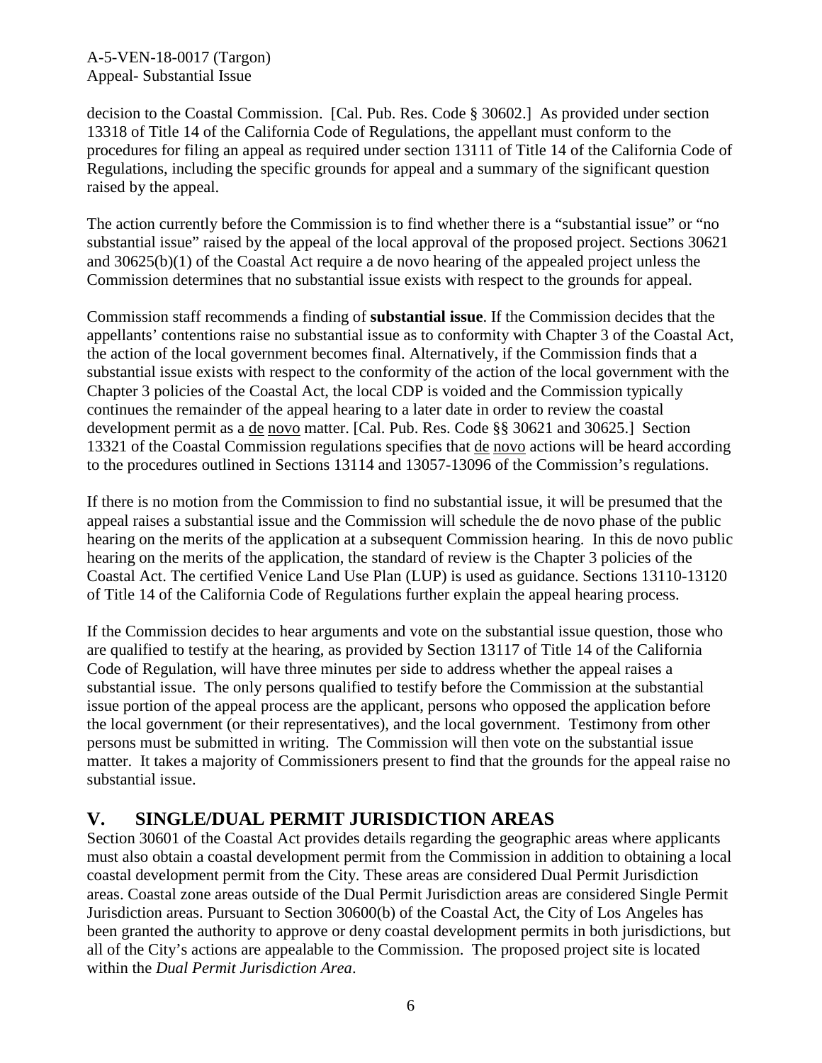decision to the Coastal Commission. [Cal. Pub. Res. Code § 30602.] As provided under section 13318 of Title 14 of the California Code of Regulations, the appellant must conform to the procedures for filing an appeal as required under section 13111 of Title 14 of the California Code of Regulations, including the specific grounds for appeal and a summary of the significant question raised by the appeal.

The action currently before the Commission is to find whether there is a "substantial issue" or "no substantial issue" raised by the appeal of the local approval of the proposed project. Sections 30621 and 30625(b)(1) of the Coastal Act require a de novo hearing of the appealed project unless the Commission determines that no substantial issue exists with respect to the grounds for appeal.

Commission staff recommends a finding of **substantial issue**. If the Commission decides that the appellants' contentions raise no substantial issue as to conformity with Chapter 3 of the Coastal Act, the action of the local government becomes final. Alternatively, if the Commission finds that a substantial issue exists with respect to the conformity of the action of the local government with the Chapter 3 policies of the Coastal Act, the local CDP is voided and the Commission typically continues the remainder of the appeal hearing to a later date in order to review the coastal development permit as a de novo matter. [Cal. Pub. Res. Code §§ 30621 and 30625.] Section 13321 of the Coastal Commission regulations specifies that de novo actions will be heard according to the procedures outlined in Sections 13114 and 13057-13096 of the Commission's regulations.

If there is no motion from the Commission to find no substantial issue, it will be presumed that the appeal raises a substantial issue and the Commission will schedule the de novo phase of the public hearing on the merits of the application at a subsequent Commission hearing. In this de novo public hearing on the merits of the application, the standard of review is the Chapter 3 policies of the Coastal Act. The certified Venice Land Use Plan (LUP) is used as guidance. Sections 13110-13120 of Title 14 of the California Code of Regulations further explain the appeal hearing process.

If the Commission decides to hear arguments and vote on the substantial issue question, those who are qualified to testify at the hearing, as provided by Section 13117 of Title 14 of the California Code of Regulation, will have three minutes per side to address whether the appeal raises a substantial issue. The only persons qualified to testify before the Commission at the substantial issue portion of the appeal process are the applicant, persons who opposed the application before the local government (or their representatives), and the local government. Testimony from other persons must be submitted in writing. The Commission will then vote on the substantial issue matter. It takes a majority of Commissioners present to find that the grounds for the appeal raise no substantial issue.

## V. SINGLE/DUAL PERMIT JURISDICTION AREAS

Section 30601 of the Coastal Act provides details regarding the geographic areas where applicants must also obtain a coastal development permit from the Commission in addition to obtaining a local coastal development permit from the City. These areas are considered Dual Permit Jurisdiction areas. Coastal zone areas outside of the Dual Permit Jurisdiction areas are considered Single Permit Jurisdiction areas. Pursuant to Section 30600(b) of the Coastal Act, the City of Los Angeles has been granted the authority to approve or deny coastal development permits in both jurisdictions, but all of the City's actions are appealable to the Commission. The proposed project site is located within the *Dual Permit Jurisdiction Area*.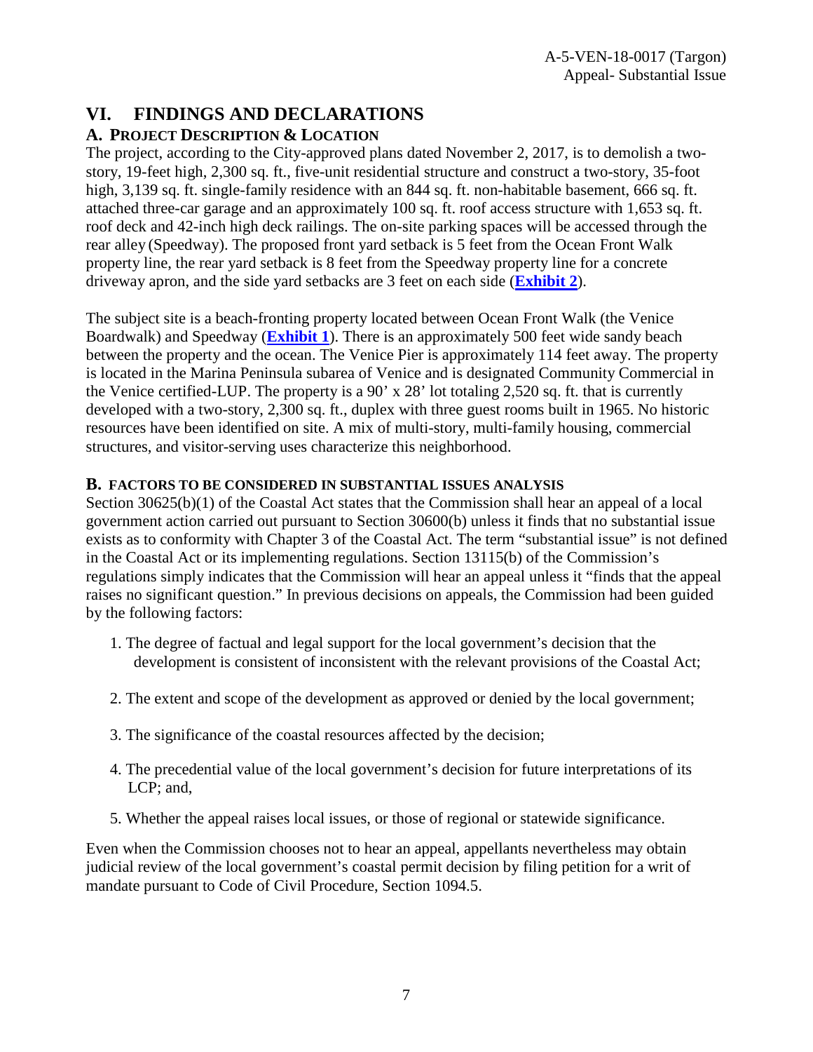# VI. FINDINGS AND DECLARATIONS

## A. PROJECT DESCRIPTION & LOCATION

The project, according to the City-approved plans dated November 2, 2017, is to demolish a two-story, 19-feet high, 2,300 sq. ft., five-unit residential structure and construct a two-story, 35-foot high, 3,139 sq. ft. single-family residence with an 844 sq. ft. non-habitable basement, 666 sq. ft. attached three-car garage and an approximately 100 sq. ft. roof access structure with 1,653 sq. ft. roof deck and 42-inch high deck railings. The on-site parking spaces will be accessed through the rear alley (Speedway). The proposed front yard setback is 5 feet from the Ocean Front Walk property line, the rear yard setback is 8 feet from the Speedway property line for a concrete driveway apron, and the side yard setbacks are 3 feet on each side (**Exhibit 2**).

The subject site is a beach-fronting property located between Ocean Front Walk (the Venice Boardwalk) and Speedway (**Exhibit 1**). There is an approximately 500 feet wide sandy beach between the property and the ocean. The Venice Pier is approximately 114 feet away. The property is located in the Marina Peninsula subarea of Venice and is designated Community Commercial in the Venice certified-LUP. The property is a 90' x 28' lot totaling 2,520 sq. ft. that is currently developed with a two-story, 2,300 sq. ft., duplex with three guest rooms built in 1965. No historic resources have been identified on site. A mix of multi-story, multi-family housing, commercial structures, and visitor-serving uses characterize this neighborhood.

## B. FACTORS TO BE CONSIDERED IN SUBSTANTIAL ISSUES ANALYSIS

Section 30625(b)(1) of the Coastal Act states that the Commission shall hear an appeal of a local government action carried out pursuant to Section 30600(b) unless it finds that no substantial issue exists as to conformity with Chapter 3 of the Coastal Act. The term "substantial issue" is not defined in the Coastal Act or its implementing regulations. Section 13115(b) of the Commission's regulations simply indicates that the Commission will hear an appeal unless it "finds that the appeal raises no significant question." In previous decisions on appeals, the Commission had been guided by the following factors:

1. The degree of factual and legal support for the local government's decision that the development is consistent of inconsistent with the relevant provisions of the Coastal Act;
2. The extent and scope of the development as approved or denied by the local government;
3. The significance of the coastal resources affected by the decision;
4. The precedential value of the local government's decision for future interpretations of its LCP; and,
5. Whether the appeal raises local issues, or those of regional or statewide significance.

Even when the Commission chooses not to hear an appeal, appellants nevertheless may obtain judicial review of the local government's coastal permit decision by filing petition for a writ of mandate pursuant to Code of Civil Procedure, Section 1094.5.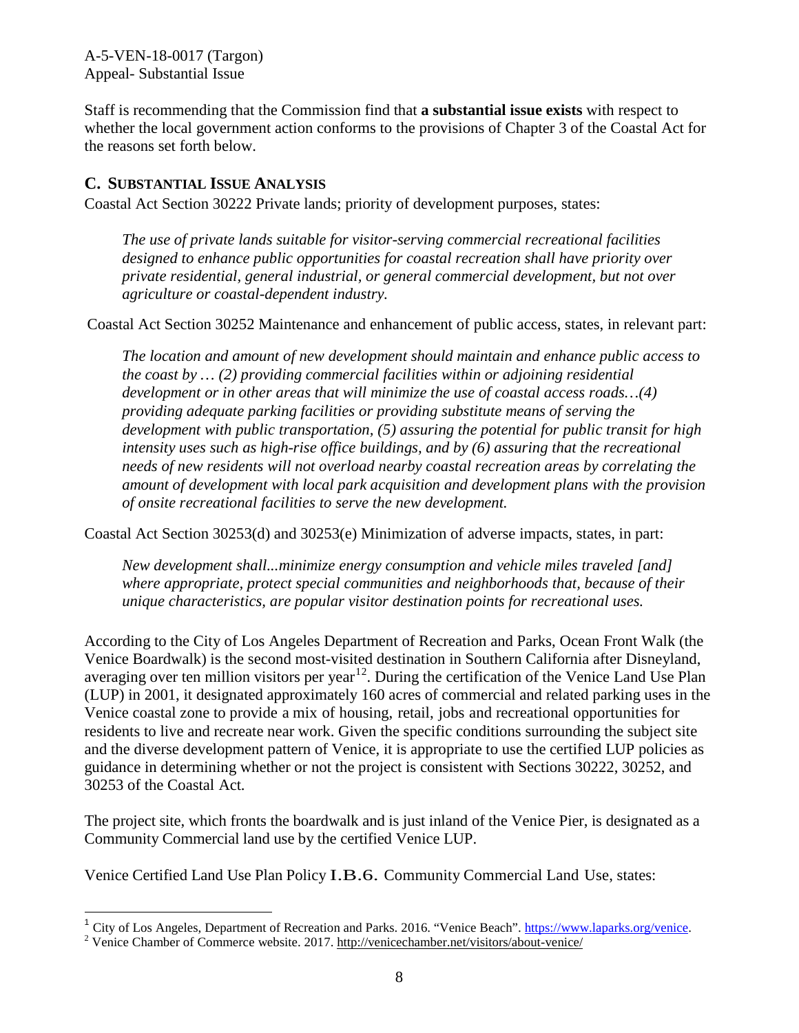Staff is recommending that the Commission find that **a substantial issue exists** with respect to whether the local government action conforms to the provisions of Chapter 3 of the Coastal Act for the reasons set forth below.

## C. SUBSTANTIAL ISSUE ANALYSIS

Coastal Act Section 30222 Private lands; priority of development purposes, states:

> *The use of private lands suitable for visitor-serving commercial recreational facilities designed to enhance public opportunities for coastal recreation shall have priority over private residential, general industrial, or general commercial development, but not over agriculture or coastal-dependent industry.*

Coastal Act Section 30252 Maintenance and enhancement of public access, states, in relevant part:

> *The location and amount of new development should maintain and enhance public access to the coast by … (2) providing commercial facilities within or adjoining residential development or in other areas that will minimize the use of coastal access roads…(4) providing adequate parking facilities or providing substitute means of serving the development with public transportation, (5) assuring the potential for public transit for high intensity uses such as high-rise office buildings, and by (6) assuring that the recreational needs of new residents will not overload nearby coastal recreation areas by correlating the amount of development with local park acquisition and development plans with the provision of onsite recreational facilities to serve the new development.*

Coastal Act Section 30253(d) and 30253(e) Minimization of adverse impacts, states, in part:

> *New development shall...minimize energy consumption and vehicle miles traveled [and] where appropriate, protect special communities and neighborhoods that, because of their unique characteristics, are popular visitor destination points for recreational uses.*

According to the City of Los Angeles Department of Recreation and Parks, Ocean Front Walk (the Venice Boardwalk) is the second most-visited destination in Southern California after Disneyland, averaging over ten million visitors per year[1][2]. During the certification of the Venice Land Use Plan (LUP) in 2001, it designated approximately 160 acres of commercial and related parking uses in the Venice coastal zone to provide a mix of housing, retail, jobs and recreational opportunities for residents to live and recreate near work. Given the specific conditions surrounding the subject site and the diverse development pattern of Venice, it is appropriate to use the certified LUP policies as guidance in determining whether or not the project is consistent with Sections 30222, 30252, and 30253 of the Coastal Act.

The project site, which fronts the boardwalk and is just inland of the Venice Pier, is designated as a Community Commercial land use by the certified Venice LUP.

Venice Certified Land Use Plan Policy I.B.6. Community Commercial Land Use, states:

---

[1] City of Los Angeles, Department of Recreation and Parks. 2016. "Venice Beach". https://www.laparks.org/venice.

[2] Venice Chamber of Commerce website. 2017. http://venicechamber.net/visitors/about-venice/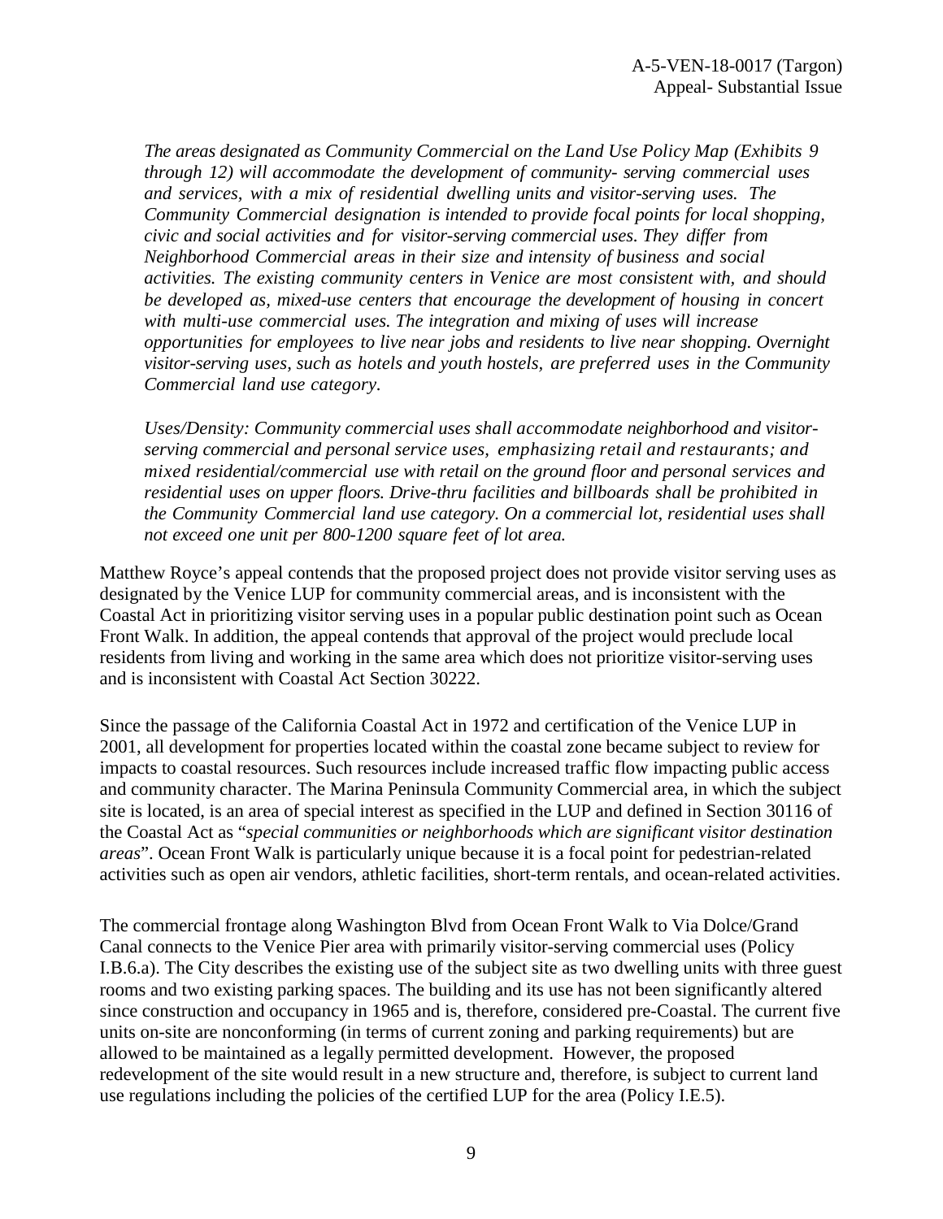*The areas designated as Community Commercial on the Land Use Policy Map (Exhibits 9 through 12) will accommodate the development of community- serving commercial uses and services, with a mix of residential dwelling units and visitor-serving uses. The Community Commercial designation is intended to provide focal points for local shopping, civic and social activities and for visitor-serving commercial uses. They differ from Neighborhood Commercial areas in their size and intensity of business and social activities. The existing community centers in Venice are most consistent with, and should be developed as, mixed-use centers that encourage the development of housing in concert with multi-use commercial uses. The integration and mixing of uses will increase opportunities for employees to live near jobs and residents to live near shopping. Overnight visitor-serving uses, such as hotels and youth hostels, are preferred uses in the Community Commercial land use category.*

*Uses/Density: Community commercial uses shall accommodate neighborhood and visitor-serving commercial and personal service uses, emphasizing retail and restaurants; and mixed residential/commercial use with retail on the ground floor and personal services and residential uses on upper floors. Drive-thru facilities and billboards shall be prohibited in the Community Commercial land use category. On a commercial lot, residential uses shall not exceed one unit per 800-1200 square feet of lot area.*

Matthew Royce's appeal contends that the proposed project does not provide visitor serving uses as designated by the Venice LUP for community commercial areas, and is inconsistent with the Coastal Act in prioritizing visitor serving uses in a popular public destination point such as Ocean Front Walk. In addition, the appeal contends that approval of the project would preclude local residents from living and working in the same area which does not prioritize visitor-serving uses and is inconsistent with Coastal Act Section 30222.

Since the passage of the California Coastal Act in 1972 and certification of the Venice LUP in 2001, all development for properties located within the coastal zone became subject to review for impacts to coastal resources. Such resources include increased traffic flow impacting public access and community character. The Marina Peninsula Community Commercial area, in which the subject site is located, is an area of special interest as specified in the LUP and defined in Section 30116 of the Coastal Act as "*special communities or neighborhoods which are significant visitor destination areas*". Ocean Front Walk is particularly unique because it is a focal point for pedestrian-related activities such as open air vendors, athletic facilities, short-term rentals, and ocean-related activities.

The commercial frontage along Washington Blvd from Ocean Front Walk to Via Dolce/Grand Canal connects to the Venice Pier area with primarily visitor-serving commercial uses (Policy I.B.6.a). The City describes the existing use of the subject site as two dwelling units with three guest rooms and two existing parking spaces. The building and its use has not been significantly altered since construction and occupancy in 1965 and is, therefore, considered pre-Coastal. The current five units on-site are nonconforming (in terms of current zoning and parking requirements) but are allowed to be maintained as a legally permitted development. However, the proposed redevelopment of the site would result in a new structure and, therefore, is subject to current land use regulations including the policies of the certified LUP for the area (Policy I.E.5).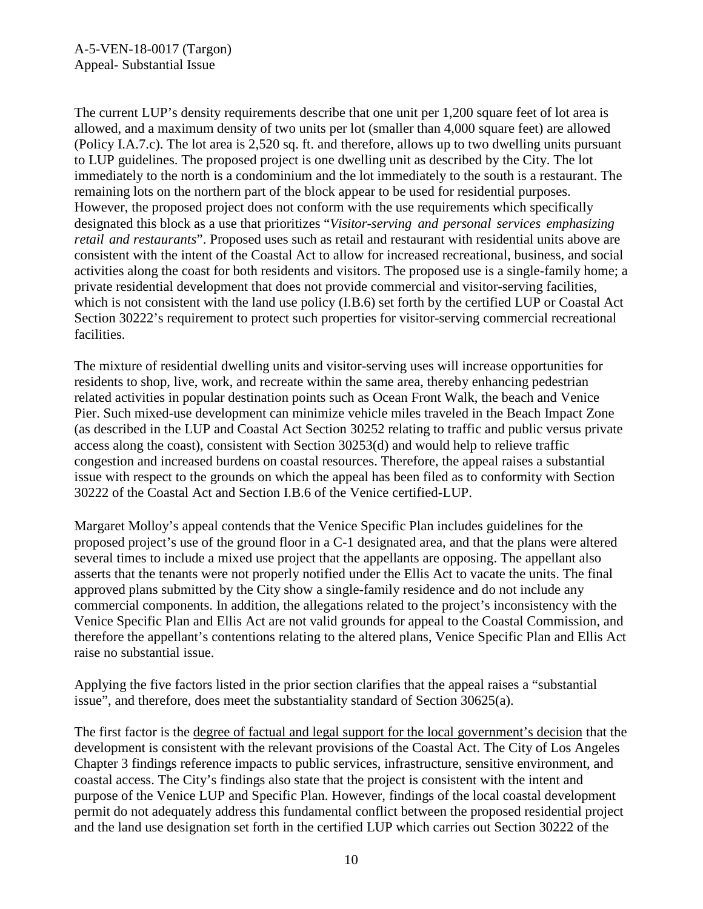The current LUP's density requirements describe that one unit per 1,200 square feet of lot area is allowed, and a maximum density of two units per lot (smaller than 4,000 square feet) are allowed (Policy I.A.7.c). The lot area is 2,520 sq. ft. and therefore, allows up to two dwelling units pursuant to LUP guidelines. The proposed project is one dwelling unit as described by the City. The lot immediately to the north is a condominium and the lot immediately to the south is a restaurant. The remaining lots on the northern part of the block appear to be used for residential purposes. However, the proposed project does not conform with the use requirements which specifically designated this block as a use that prioritizes "*Visitor-serving and personal services emphasizing retail and restaurants*". Proposed uses such as retail and restaurant with residential units above are consistent with the intent of the Coastal Act to allow for increased recreational, business, and social activities along the coast for both residents and visitors. The proposed use is a single-family home; a private residential development that does not provide commercial and visitor-serving facilities, which is not consistent with the land use policy (I.B.6) set forth by the certified LUP or Coastal Act Section 30222's requirement to protect such properties for visitor-serving commercial recreational facilities.

The mixture of residential dwelling units and visitor-serving uses will increase opportunities for residents to shop, live, work, and recreate within the same area, thereby enhancing pedestrian related activities in popular destination points such as Ocean Front Walk, the beach and Venice Pier. Such mixed-use development can minimize vehicle miles traveled in the Beach Impact Zone (as described in the LUP and Coastal Act Section 30252 relating to traffic and public versus private access along the coast), consistent with Section 30253(d) and would help to relieve traffic congestion and increased burdens on coastal resources. Therefore, the appeal raises a substantial issue with respect to the grounds on which the appeal has been filed as to conformity with Section 30222 of the Coastal Act and Section I.B.6 of the Venice certified-LUP.

Margaret Molloy's appeal contends that the Venice Specific Plan includes guidelines for the proposed project's use of the ground floor in a C-1 designated area, and that the plans were altered several times to include a mixed use project that the appellants are opposing. The appellant also asserts that the tenants were not properly notified under the Ellis Act to vacate the units. The final approved plans submitted by the City show a single-family residence and do not include any commercial components. In addition, the allegations related to the project's inconsistency with the Venice Specific Plan and Ellis Act are not valid grounds for appeal to the Coastal Commission, and therefore the appellant's contentions relating to the altered plans, Venice Specific Plan and Ellis Act raise no substantial issue.

Applying the five factors listed in the prior section clarifies that the appeal raises a "substantial issue", and therefore, does meet the substantiality standard of Section 30625(a).

The first factor is the <u>degree of factual and legal support for the local government's decision</u> that the development is consistent with the relevant provisions of the Coastal Act. The City of Los Angeles Chapter 3 findings reference impacts to public services, infrastructure, sensitive environment, and coastal access. The City's findings also state that the project is consistent with the intent and purpose of the Venice LUP and Specific Plan. However, findings of the local coastal development permit do not adequately address this fundamental conflict between the proposed residential project and the land use designation set forth in the certified LUP which carries out Section 30222 of the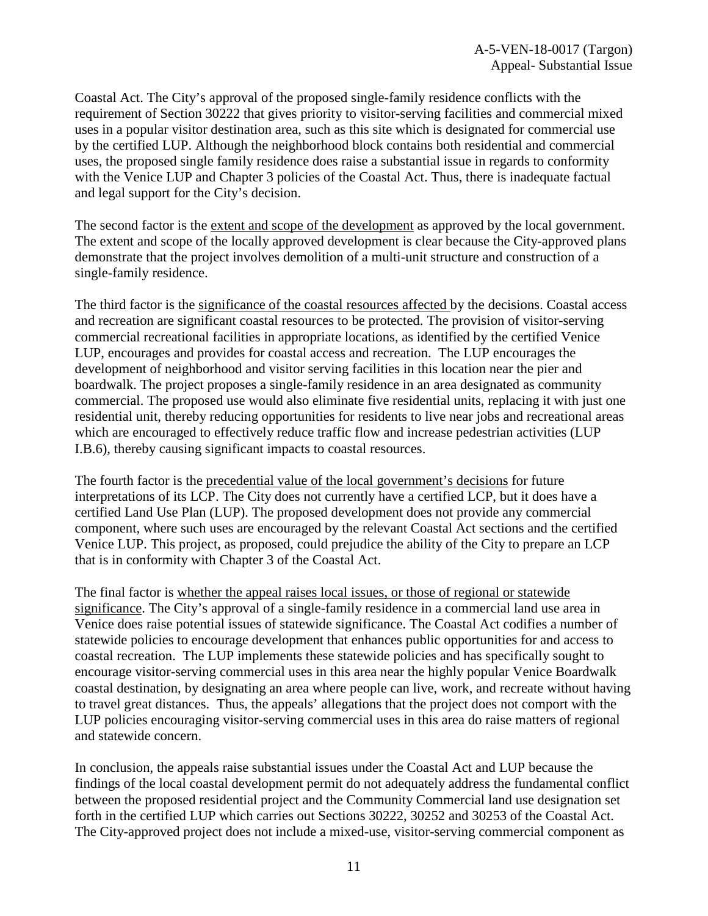Coastal Act. The City's approval of the proposed single-family residence conflicts with the requirement of Section 30222 that gives priority to visitor-serving facilities and commercial mixed uses in a popular visitor destination area, such as this site which is designated for commercial use by the certified LUP. Although the neighborhood block contains both residential and commercial uses, the proposed single family residence does raise a substantial issue in regards to conformity with the Venice LUP and Chapter 3 policies of the Coastal Act. Thus, there is inadequate factual and legal support for the City's decision.

The second factor is the <u>extent and scope of the development</u> as approved by the local government. The extent and scope of the locally approved development is clear because the City-approved plans demonstrate that the project involves demolition of a multi-unit structure and construction of a single-family residence.

The third factor is the <u>significance of the coastal resources affected</u> by the decisions. Coastal access and recreation are significant coastal resources to be protected. The provision of visitor-serving commercial recreational facilities in appropriate locations, as identified by the certified Venice LUP, encourages and provides for coastal access and recreation. The LUP encourages the development of neighborhood and visitor serving facilities in this location near the pier and boardwalk. The project proposes a single-family residence in an area designated as community commercial. The proposed use would also eliminate five residential units, replacing it with just one residential unit, thereby reducing opportunities for residents to live near jobs and recreational areas which are encouraged to effectively reduce traffic flow and increase pedestrian activities (LUP I.B.6), thereby causing significant impacts to coastal resources.

The fourth factor is the <u>precedential value of the local government's decisions</u> for future interpretations of its LCP. The City does not currently have a certified LCP, but it does have a certified Land Use Plan (LUP). The proposed development does not provide any commercial component, where such uses are encouraged by the relevant Coastal Act sections and the certified Venice LUP. This project, as proposed, could prejudice the ability of the City to prepare an LCP that is in conformity with Chapter 3 of the Coastal Act.

The final factor is <u>whether the appeal raises local issues, or those of regional or statewide significance</u>. The City's approval of a single-family residence in a commercial land use area in Venice does raise potential issues of statewide significance. The Coastal Act codifies a number of statewide policies to encourage development that enhances public opportunities for and access to coastal recreation. The LUP implements these statewide policies and has specifically sought to encourage visitor-serving commercial uses in this area near the highly popular Venice Boardwalk coastal destination, by designating an area where people can live, work, and recreate without having to travel great distances. Thus, the appeals' allegations that the project does not comport with the LUP policies encouraging visitor-serving commercial uses in this area do raise matters of regional and statewide concern.

In conclusion, the appeals raise substantial issues under the Coastal Act and LUP because the findings of the local coastal development permit do not adequately address the fundamental conflict between the proposed residential project and the Community Commercial land use designation set forth in the certified LUP which carries out Sections 30222, 30252 and 30253 of the Coastal Act. The City-approved project does not include a mixed-use, visitor-serving commercial component as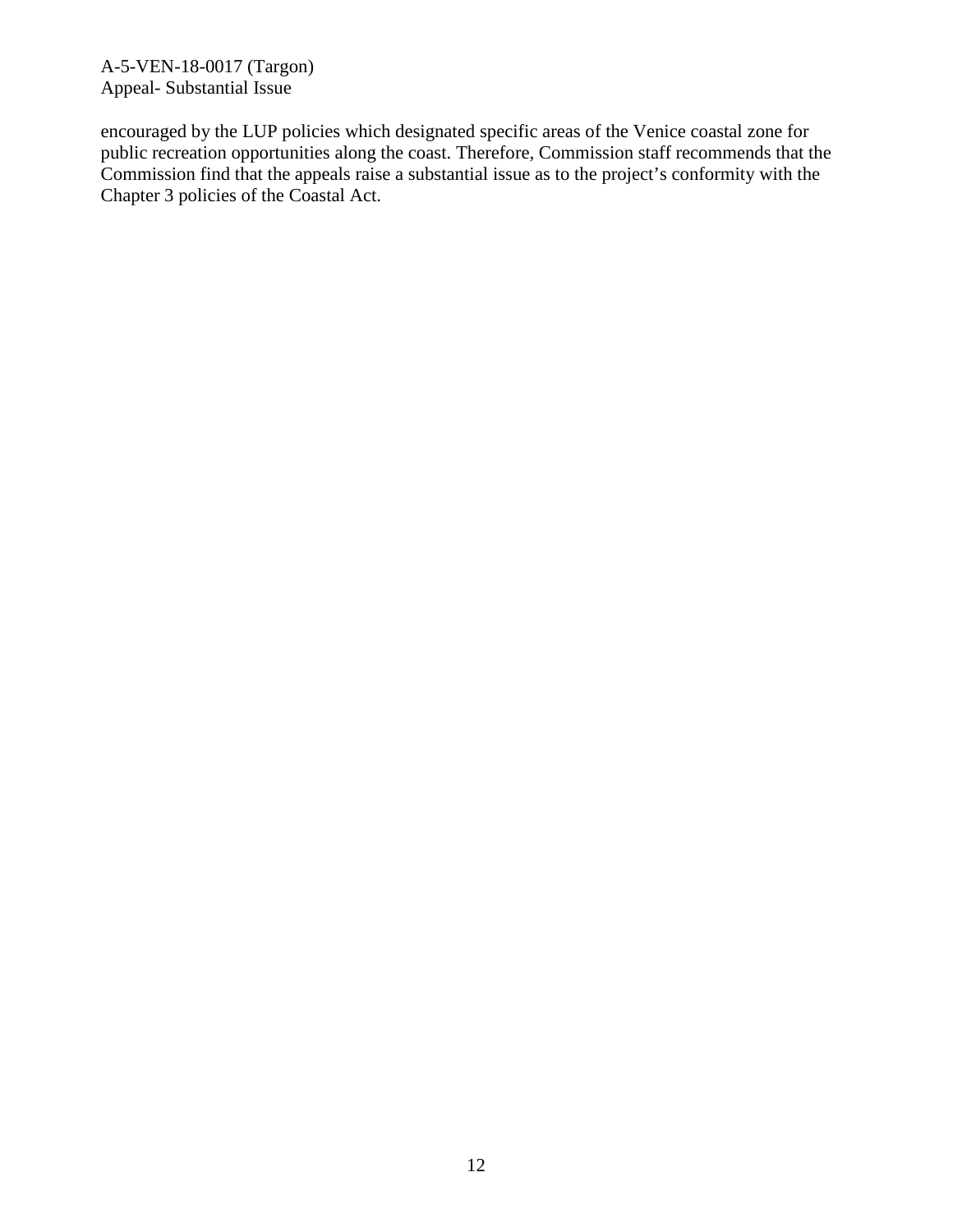encouraged by the LUP policies which designated specific areas of the Venice coastal zone for public recreation opportunities along the coast. Therefore, Commission staff recommends that the Commission find that the appeals raise a substantial issue as to the project's conformity with the Chapter 3 policies of the Coastal Act.